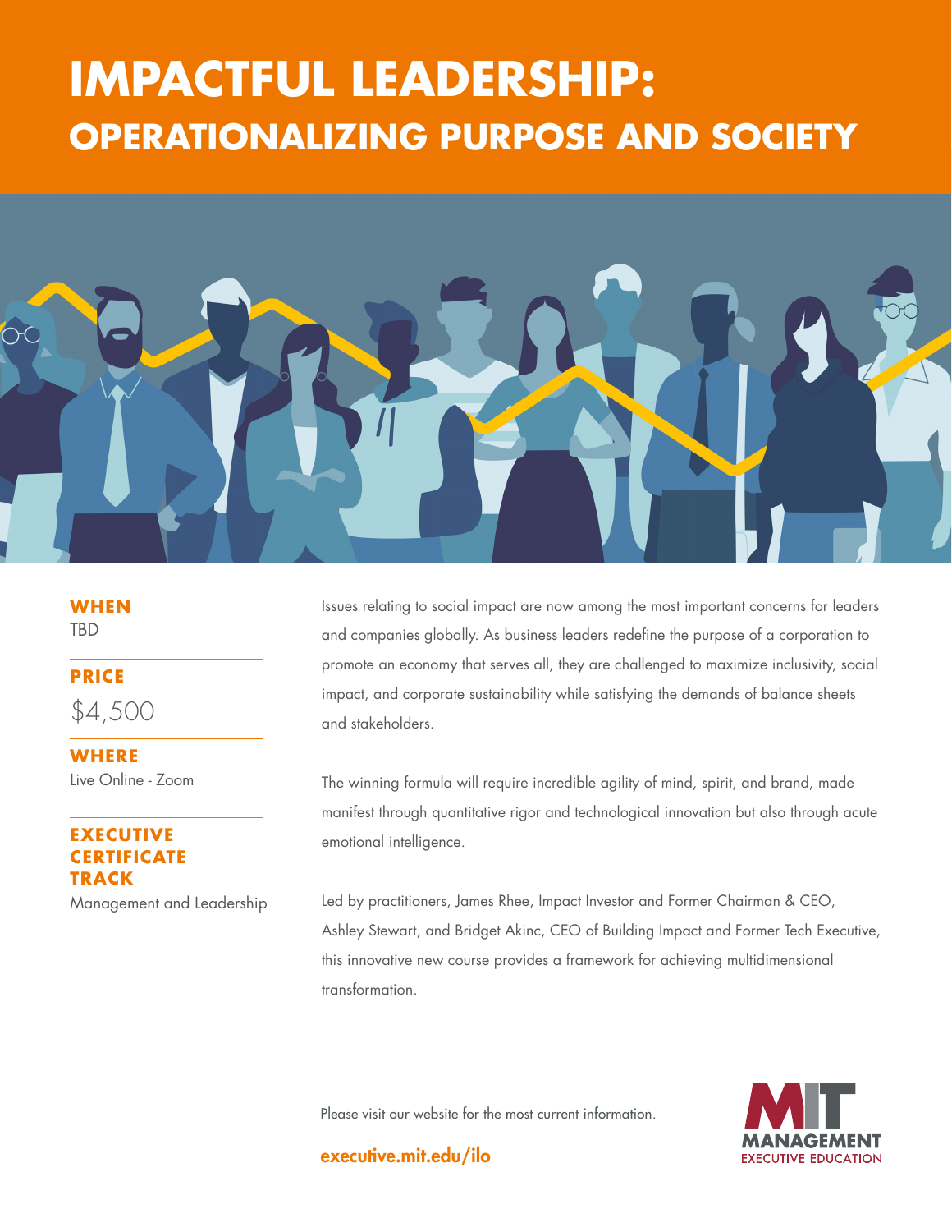# IMPACTFUL LEADERSHIP:

## OPERATIONALIZING PURPOSE AND SOCIETY

**WHEN**
TBD

**PRICE**
$4,500

**WHERE**
Live Online - Zoom

**EXECUTIVE CERTIFICATE TRACK**
Management and Leadership

Issues relating to social impact are now among the most important concerns for leaders and companies globally. As business leaders redefine the purpose of a corporation to promote an economy that serves all, they are challenged to maximize inclusivity, social impact, and corporate sustainability while satisfying the demands of balance sheets and stakeholders.

The winning formula will require incredible agility of mind, spirit, and brand, made manifest through quantitative rigor and technological innovation but also through acute emotional intelligence.

Led by practitioners, James Rhee, Impact Investor and Former Chairman & CEO, Ashley Stewart, and Bridget Akinc, CEO of Building Impact and Former Tech Executive, this innovative new course provides a framework for achieving multidimensional transformation.

Please visit our website for the most current information.

**executive.mit.edu/ilo**

MIT MANAGEMENT EXECUTIVE EDUCATION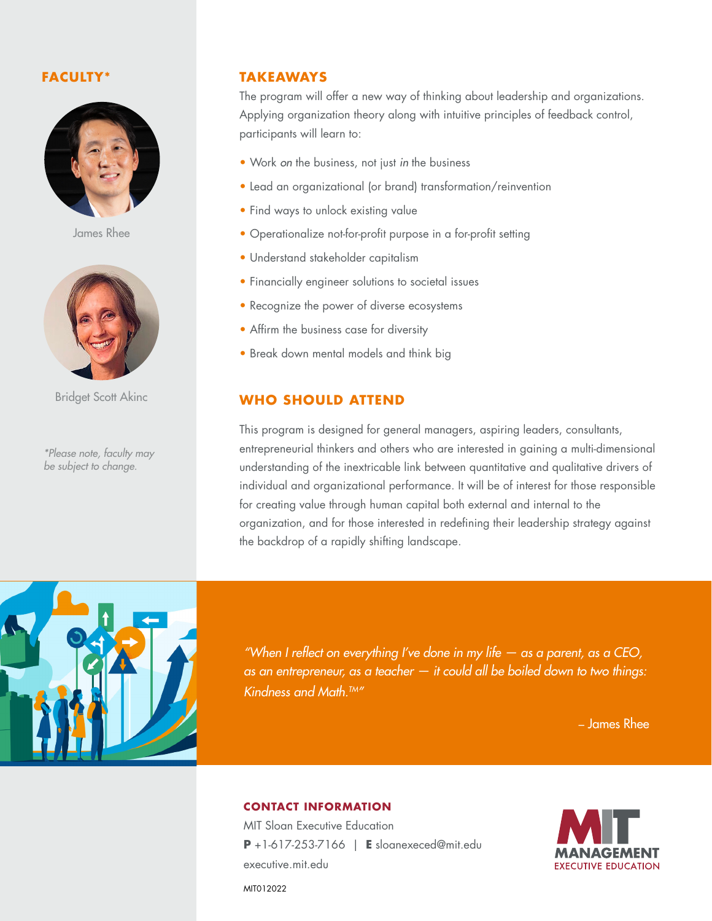## FACULTY*

James Rhee

Bridget Scott Akinc

*Please note, faculty may be subject to change.*

## TAKEAWAYS

The program will offer a new way of thinking about leadership and organizations. Applying organization theory along with intuitive principles of feedback control, participants will learn to:

- Work *on* the business, not just *in* the business
- Lead an organizational (or brand) transformation/reinvention
- Find ways to unlock existing value
- Operationalize not-for-profit purpose in a for-profit setting
- Understand stakeholder capitalism
- Financially engineer solutions to societal issues
- Recognize the power of diverse ecosystems
- Affirm the business case for diversity
- Break down mental models and think big

## WHO SHOULD ATTEND

This program is designed for general managers, aspiring leaders, consultants, entrepreneurial thinkers and others who are interested in gaining a multi-dimensional understanding of the inextricable link between quantitative and qualitative drivers of individual and organizational performance. It will be of interest for those responsible for creating value through human capital both external and internal to the organization, and for those interested in redefining their leadership strategy against the backdrop of a rapidly shifting landscape.

*"When I reflect on everything I've done in my life — as a parent, as a CEO, as an entrepreneur, as a teacher — it could all be boiled down to two things: Kindness and Math.™"*

– James Rhee

## CONTACT INFORMATION

MIT Sloan Executive Education

**P** +1-617-253-7166 | **E** sloanexeced@mit.edu

executive.mit.edu

MIT MANAGEMENT EXECUTIVE EDUCATION

MIT012022